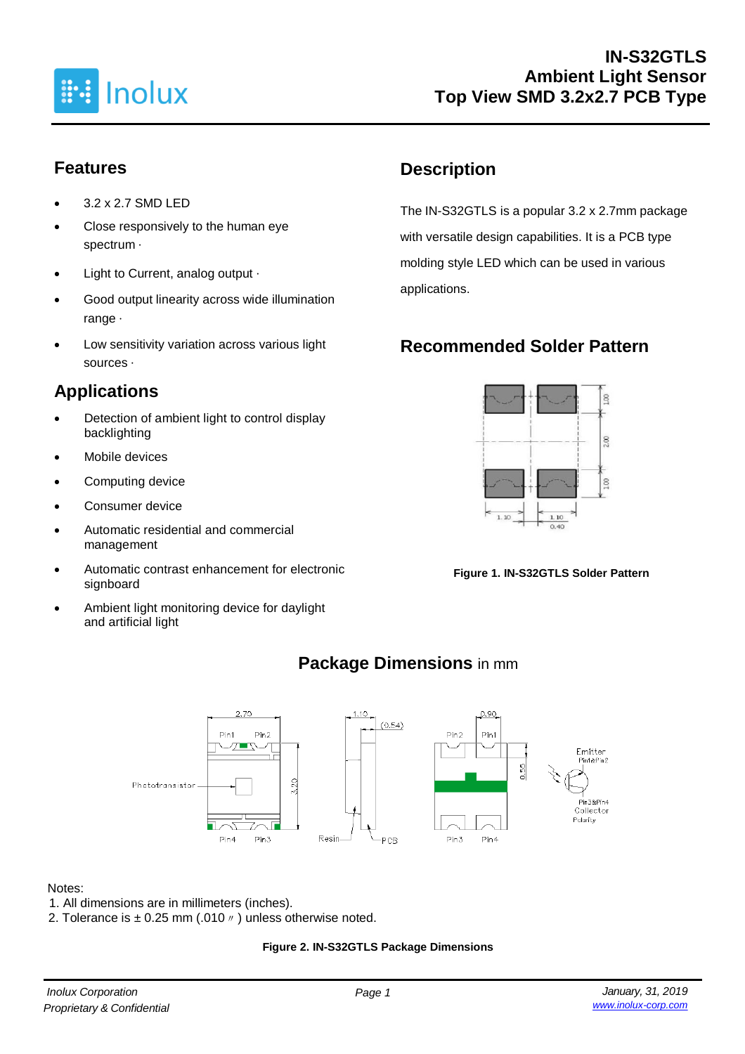# IN-S32GTLS
## Ambient Light Sensor
## Top View SMD 3.2x2.7 PCB Type

## Features

- 3.2 x 2.7 SMD LED
- Close responsively to the human eye spectrum ·
- Light to Current, analog output ·
- Good output linearity across wide illumination range ·
- Low sensitivity variation across various light sources ·

## Applications

- Detection of ambient light to control display backlighting
- Mobile devices
- Computing device
- Consumer device
- Automatic residential and commercial management
- Automatic contrast enhancement for electronic signboard
- Ambient light monitoring device for daylight and artificial light

## Description

The IN-S32GTLS is a popular 3.2 x 2.7mm package with versatile design capabilities. It is a PCB type molding style LED which can be used in various applications.

## Recommended Solder Pattern

**Figure 1. IN-S32GTLS Solder Pattern**

## Package Dimensions in mm

Notes:
1. All dimensions are in millimeters (inches).
2. Tolerance is ± 0.25 mm (.010〃) unless otherwise noted.

**Figure 2. IN-S32GTLS Package Dimensions**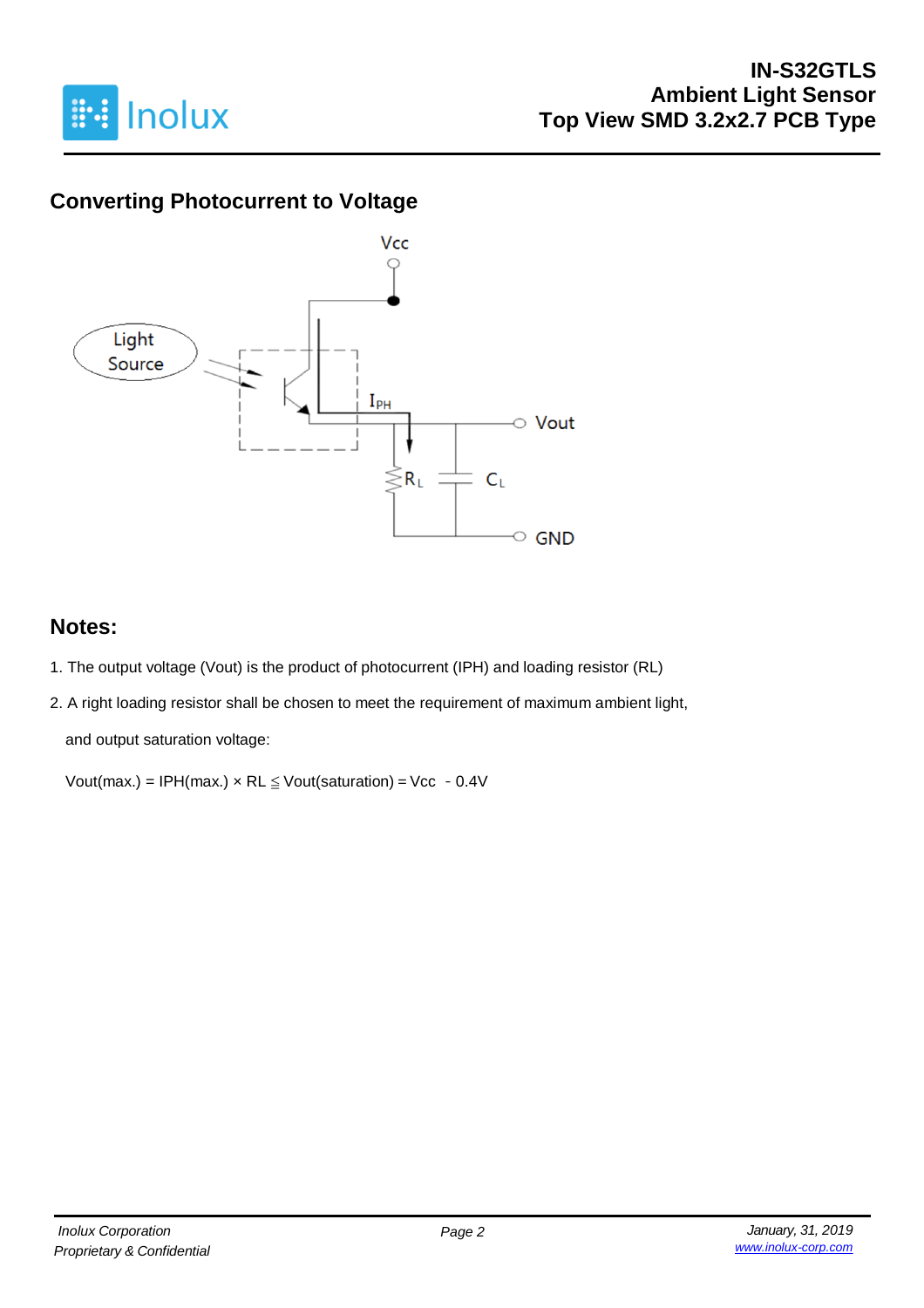## Converting Photocurrent to Voltage

## Notes:

1. The output voltage (Vout) is the product of photocurrent (IPH) and loading resistor (RL)
2. A right loading resistor shall be chosen to meet the requirement of maximum ambient light, and output saturation voltage:

   $V_{out(max.)} = I_{PH(max.)} \times R_L \leqq V_{out(saturation)} = V_{cc} - 0.4V$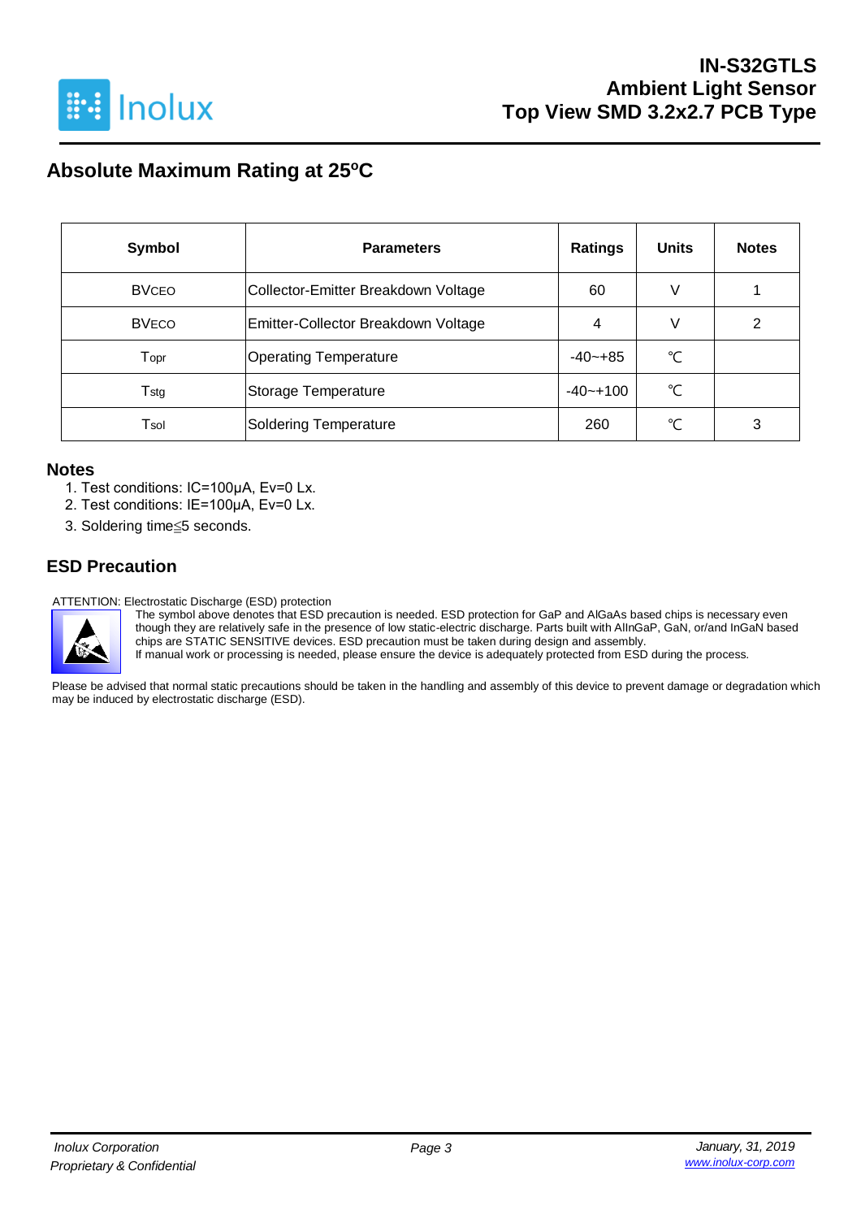## Absolute Maximum Rating at 25ºC

| Symbol | Parameters | Ratings | Units | Notes |
|---|---|---|---|---|
| $BV_{CEO}$ | Collector-Emitter Breakdown Voltage | 60 | V | 1 |
| $BV_{ECO}$ | Emitter-Collector Breakdown Voltage | 4 | V | 2 |
| $T_{opr}$ | Operating Temperature | -40~+85 | ℃ | |
| $T_{stg}$ | Storage Temperature | -40~+100 | ℃ | |
| $T_{sol}$ | Soldering Temperature | 260 | ℃ | 3 |

### Notes

1. Test conditions: IC=100μA, Ev=0 Lx.
2. Test conditions: IE=100μA, Ev=0 Lx.
3. Soldering time≦5 seconds.

## ESD Precaution

ATTENTION: Electrostatic Discharge (ESD) protection

The symbol above denotes that ESD precaution is needed. ESD protection for GaP and AlGaAs based chips is necessary even though they are relatively safe in the presence of low static-electric discharge. Parts built with AlInGaP, GaN, or/and InGaN based chips are STATIC SENSITIVE devices. ESD precaution must be taken during design and assembly.
If manual work or processing is needed, please ensure the device is adequately protected from ESD during the process.

Please be advised that normal static precautions should be taken in the handling and assembly of this device to prevent damage or degradation which may be induced by electrostatic discharge (ESD).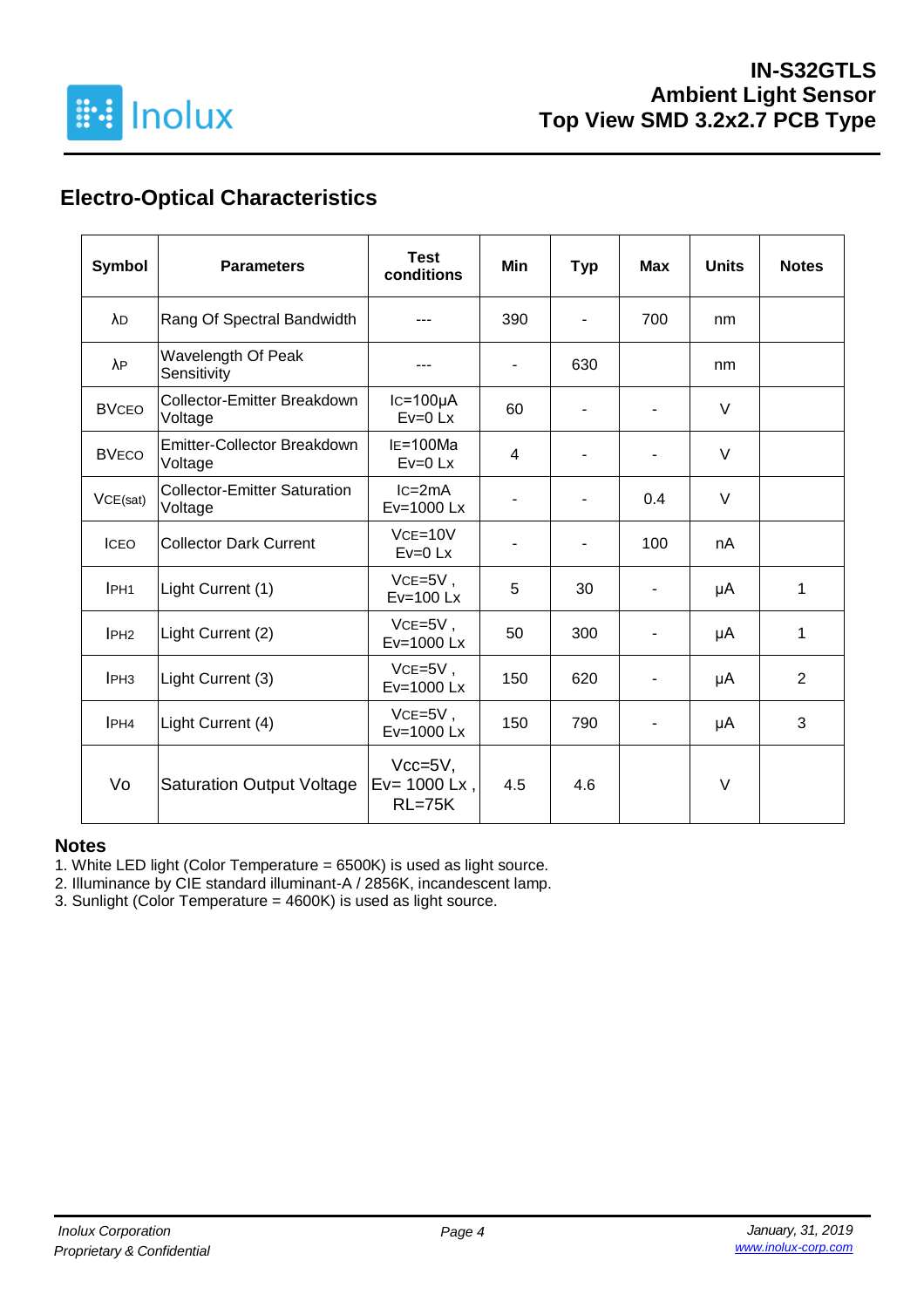## Electro-Optical Characteristics

| Symbol | Parameters | Test conditions | Min | Typ | Max | Units | Notes |
|---|---|---|---|---|---|---|---|
| $\lambda_D$ | Rang Of Spectral Bandwidth | --- | 390 | - | 700 | nm | |
| $\lambda_P$ | Wavelength Of Peak Sensitivity | --- | - | 630 | | nm | |
| $BV_{CEO}$ | Collector-Emitter Breakdown Voltage | $I_C$=100μA Ev=0 Lx | 60 | - | - | V | |
| $BV_{ECO}$ | Emitter-Collector Breakdown Voltage | $I_E$=100Ma Ev=0 Lx | 4 | - | - | V | |
| $V_{CE(sat)}$ | Collector-Emitter Saturation Voltage | $I_C$=2mA Ev=1000 Lx | - | - | 0.4 | V | |
| $I_{CEO}$ | Collector Dark Current | $V_{CE}$=10V Ev=0 Lx | - | - | 100 | nA | |
| $I_{PH1}$ | Light Current (1) | $V_{CE}$=5V , Ev=100 Lx | 5 | 30 | - | μA | 1 |
| $I_{PH2}$ | Light Current (2) | $V_{CE}$=5V , Ev=1000 Lx | 50 | 300 | - | μA | 1 |
| $I_{PH3}$ | Light Current (3) | $V_{CE}$=5V , Ev=1000 Lx | 150 | 620 | - | μA | 2 |
| $I_{PH4}$ | Light Current (4) | $V_{CE}$=5V , Ev=1000 Lx | 150 | 790 | - | μA | 3 |
| Vo | Saturation Output Voltage | Vcc=5V, Ev= 1000 Lx , RL=75K | 4.5 | 4.6 | | V | |

### Notes

1. White LED light (Color Temperature = 6500K) is used as light source.
2. Illuminance by CIE standard illuminant-A / 2856K, incandescent lamp.
3. Sunlight (Color Temperature = 4600K) is used as light source.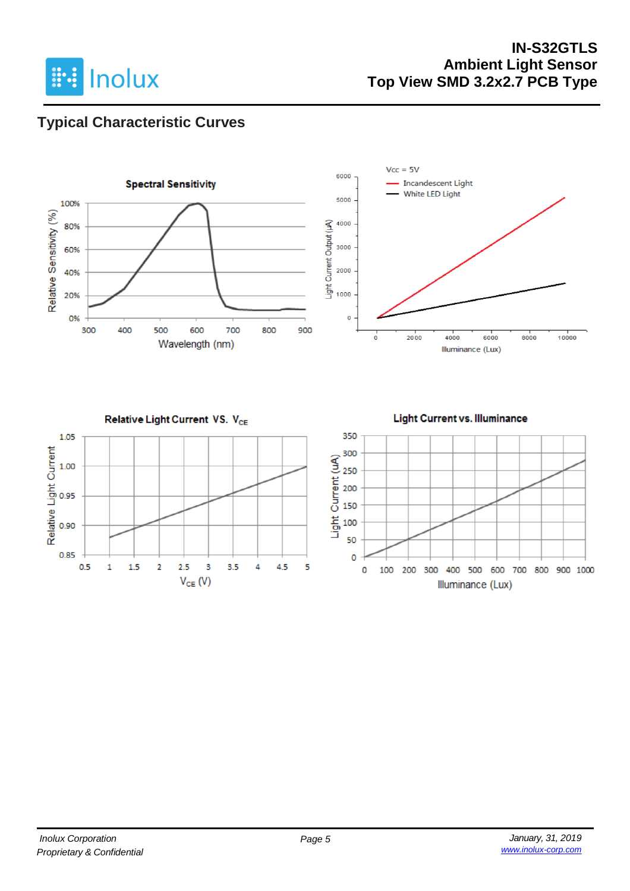## Typical Characteristic Curves

**Spectral Sensitivity**

Relative Sensitivity (%): 0%, 20%, 40%, 60%, 80%, 100%

Wavelength (nm): 300, 400, 500, 600, 700, 800, 900

Vcc = 5V

- Incandescent Light
- White LED Light

Light Current Output (μA): 0, 1000, 2000, 3000, 4000, 5000, 6000

Illuminance (Lux): 0, 2000, 4000, 6000, 8000, 10000

**Relative Light Current VS. $V_{CE}$**

Relative Light Current: 0.85, 0.90, 0.95, 1.00, 1.05

$V_{CE}$ (V): 0.5, 1, 1.5, 2, 2.5, 3, 3.5, 4, 4.5, 5

**Light Current vs. Illuminance**

Light Current (uA): 0, 50, 100, 150, 200, 250, 300, 350

Illuminance (Lux): 0, 100, 200, 300, 400, 500, 600, 700, 800, 900, 1000

Inolux Corporation
Proprietary & Confidential

January, 31, 2019
www.inolux-corp.com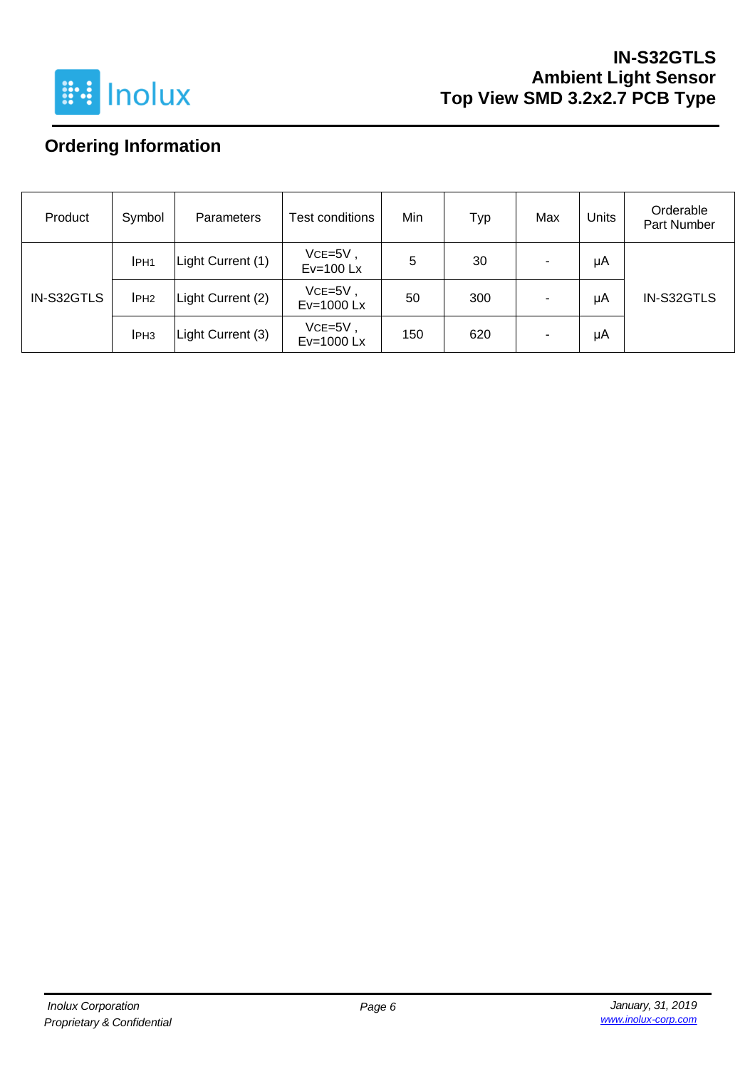## Ordering Information

| Product | Symbol | Parameters | Test conditions | Min | Typ | Max | Units | Orderable Part Number |
|---|---|---|---|---|---|---|---|---|
| IN-S32GTLS | $I_{PH1}$ | Light Current (1) | $V_{CE}$=5V , Ev=100 Lx | 5 | 30 | - | μA | IN-S32GTLS |
| | $I_{PH2}$ | Light Current (2) | $V_{CE}$=5V , Ev=1000 Lx | 50 | 300 | - | μA | |
| | $I_{PH3}$ | Light Current (3) | $V_{CE}$=5V , Ev=1000 Lx | 150 | 620 | - | μA | |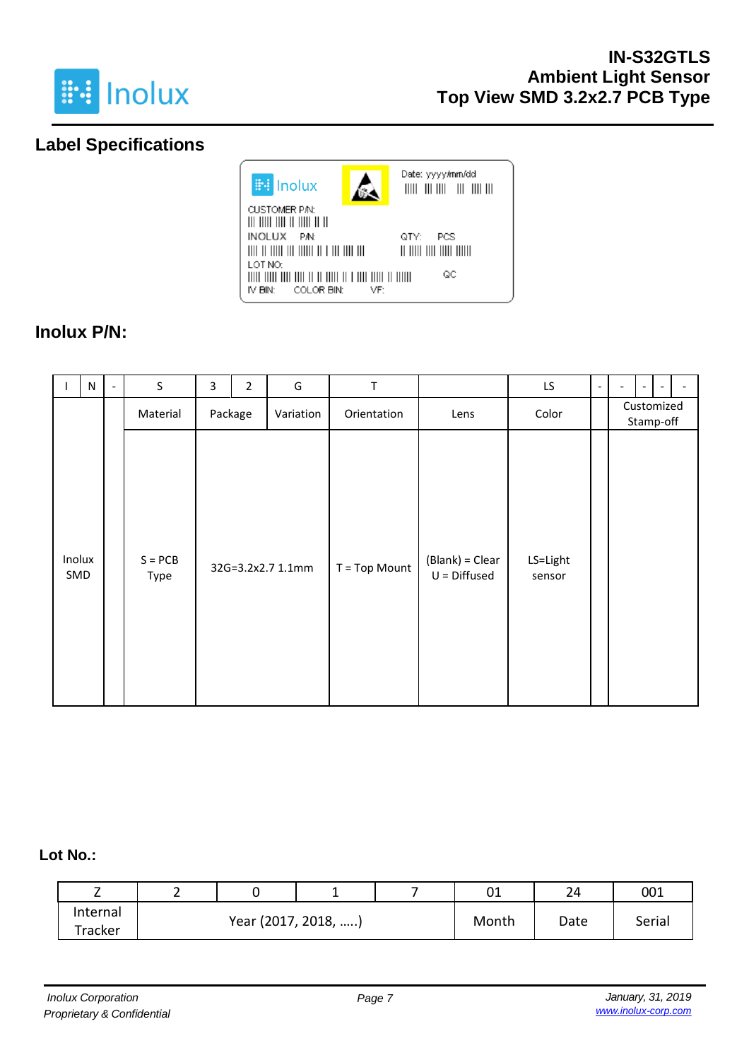## Label Specifications

Inolux

Date: yyyy/mm/dd

CUSTOMER P/N:

INOLUX P/N:

QTY: PCS

LOT NO:

QC

IV BIN: COLOR BIN: VF:

## Inolux P/N:

| I | N | - | S | 3 | 2 | G | T | | LS | - | - | - | - | - |
|---|---|---|---|---|---|---|---|---|---|---|---|---|---|---|
| | | | Material | Package | | Variation | Orientation | Lens | Color | | Customized Stamp-off | | | |
| Inolux SMD | | | S = PCB Type | 32G=3.2x2.7 1.1mm | | | T = Top Mount | (Blank) = Clear<br>U = Diffused | LS=Light sensor | | | | | |

## Lot No.:

| Z | 2 | 0 | 1 | 7 | 01 | 24 | 001 |
|---|---|---|---|---|---|---|---|
| Internal Tracker | Year (2017, 2018, .....) | | | | Month | Date | Serial |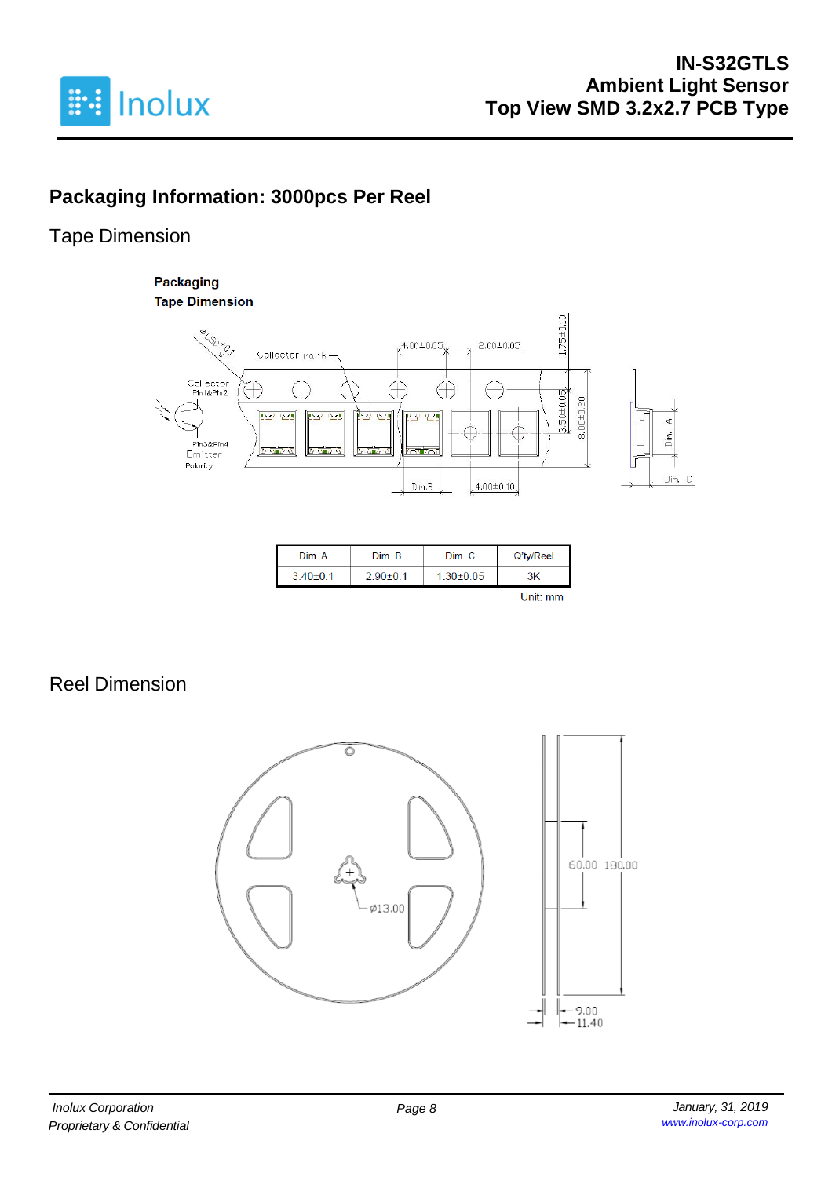## Packaging Information: 3000pcs Per Reel

### Tape Dimension

| Dim. A | Dim. B | Dim. C | Q'ty/Reel |
|---|---|---|---|
| 3.40±0.1 | 2.90±0.1 | 1.30±0.05 | 3K |

Unit: mm

### Reel Dimension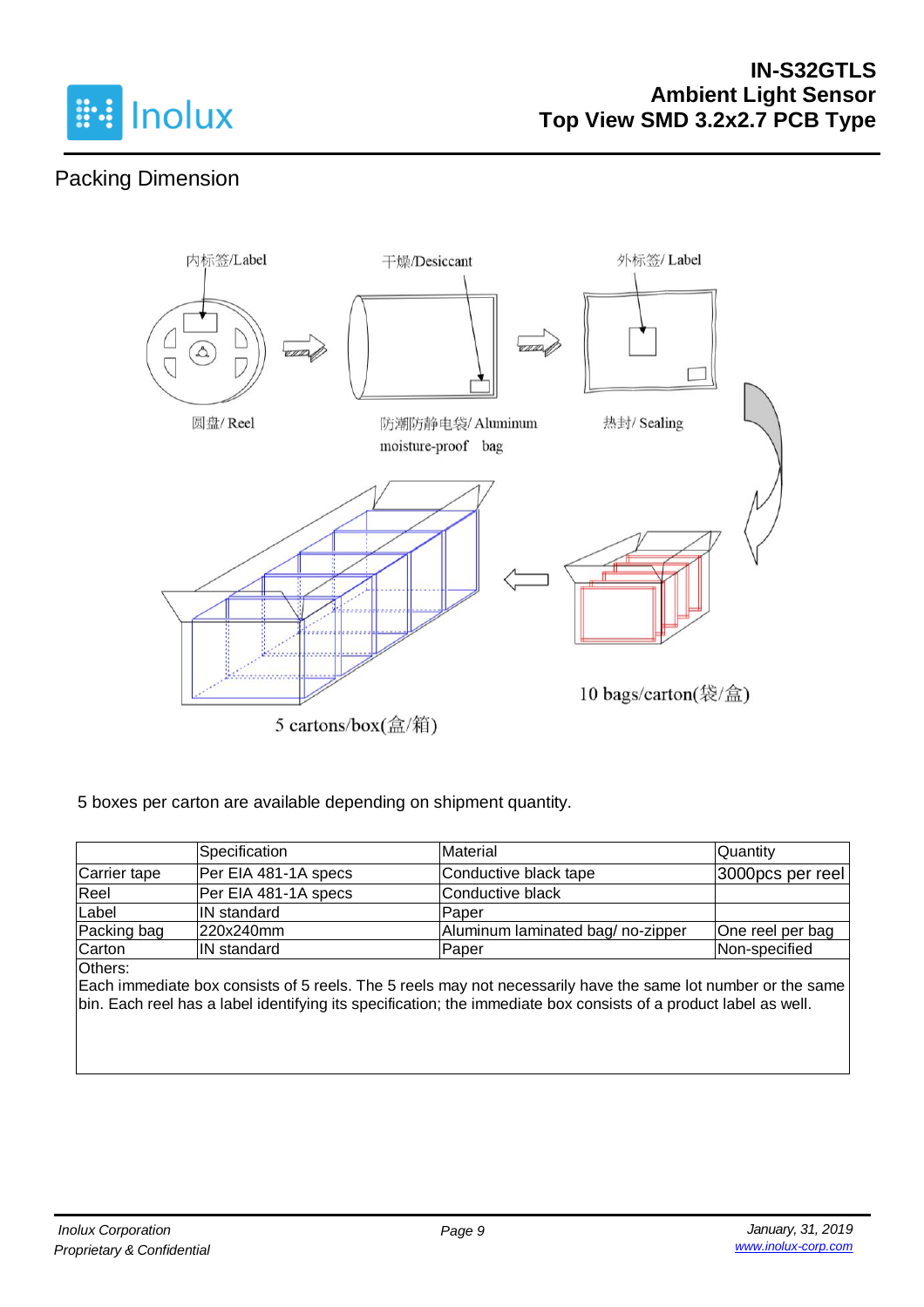## Packing Dimension

内标签/Label

干燥/Desiccant

外标签/ Label

圆盘/ Reel

防潮防静电袋/ Aluminum moisture-proof bag

热封/ Sealing

10 bags/carton(袋/盒)

5 cartons/box(盒/箱)

5 boxes per carton are available depending on shipment quantity.

| | Specification | Material | Quantity |
|---|---|---|---|
| Carrier tape | Per EIA 481-1A specs | Conductive black tape | 3000pcs per reel |
| Reel | Per EIA 481-1A specs | Conductive black | |
| Label | IN standard | Paper | |
| Packing bag | 220x240mm | Aluminum laminated bag/ no-zipper | One reel per bag |
| Carton | IN standard | Paper | Non-specified |

Others:

Each immediate box consists of 5 reels. The 5 reels may not necessarily have the same lot number or the same bin. Each reel has a label identifying its specification; the immediate box consists of a product label as well.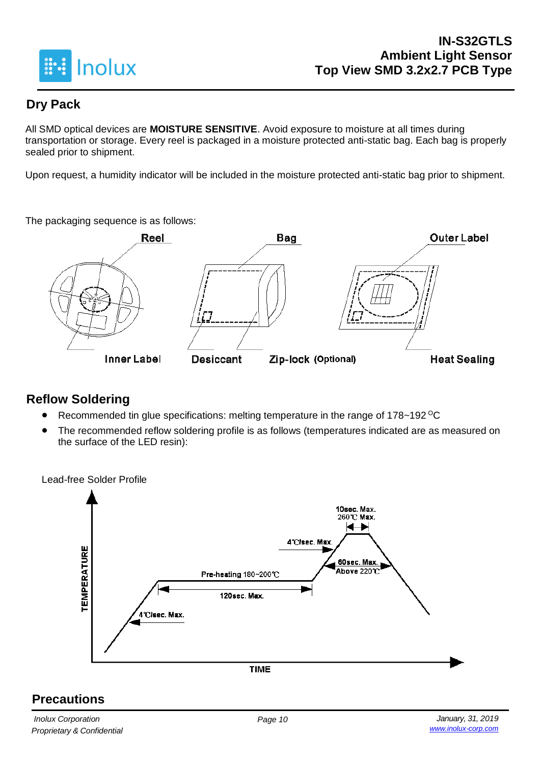## Dry Pack

All SMD optical devices are **MOISTURE SENSITIVE**. Avoid exposure to moisture at all times during transportation or storage. Every reel is packaged in a moisture protected anti-static bag. Each bag is properly sealed prior to shipment.

Upon request, a humidity indicator will be included in the moisture protected anti-static bag prior to shipment.

The packaging sequence is as follows:

Reel | Bag | Outer Label

Inner Label | Desiccant | Zip-lock (Optional) | Heat Sealing

## Reflow Soldering

- Recommended tin glue specifications: melting temperature in the range of 178~192 °C
- The recommended reflow soldering profile is as follows (temperatures indicated are as measured on the surface of the LED resin):

Lead-free Solder Profile

10sec. Max.
260℃ Max.
4℃/sec. Max.
60sec. Max.
Above 220℃
Pre-heating 180~200℃
120sec. Max.
4℃/sec. Max.
TEMPERATURE
TIME

## Precautions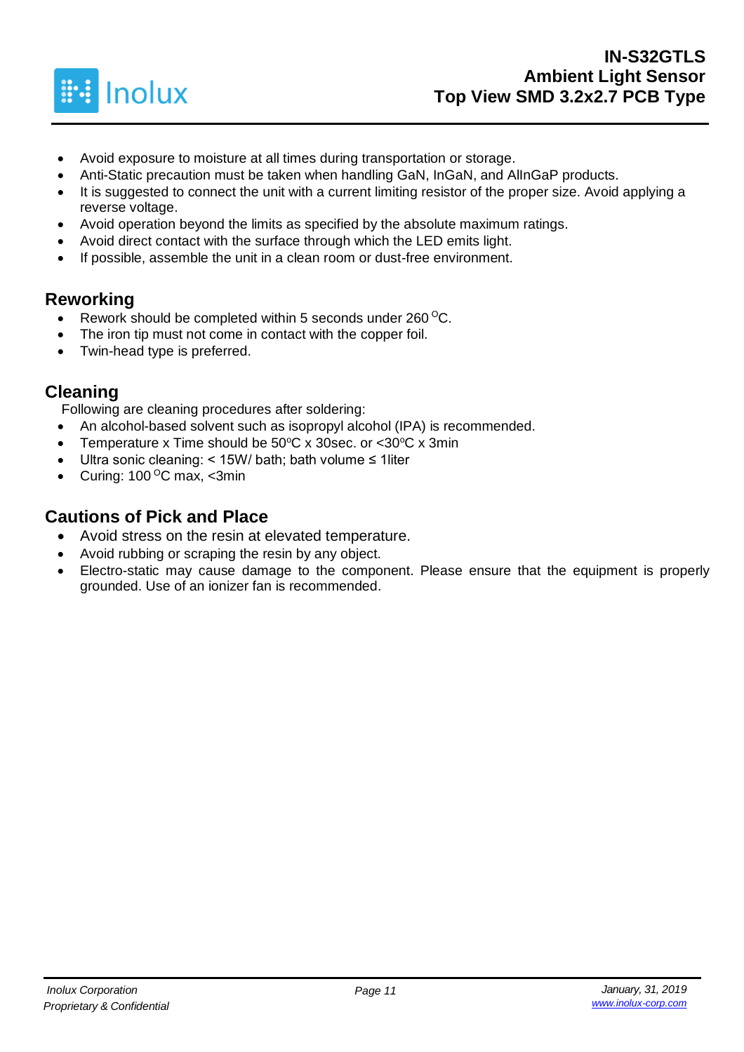- Avoid exposure to moisture at all times during transportation or storage.
- Anti-Static precaution must be taken when handling GaN, InGaN, and AlInGaP products.
- It is suggested to connect the unit with a current limiting resistor of the proper size. Avoid applying a reverse voltage.
- Avoid operation beyond the limits as specified by the absolute maximum ratings.
- Avoid direct contact with the surface through which the LED emits light.
- If possible, assemble the unit in a clean room or dust-free environment.

## Reworking

- Rework should be completed within 5 seconds under 260 °C.
- The iron tip must not come in contact with the copper foil.
- Twin-head type is preferred.

## Cleaning

Following are cleaning procedures after soldering:

- An alcohol-based solvent such as isopropyl alcohol (IPA) is recommended.
- Temperature x Time should be 50ºC x 30sec. or <30ºC x 3min
- Ultra sonic cleaning: < 15W/ bath; bath volume ≤ 1liter
- Curing: 100 °C max, <3min

## Cautions of Pick and Place

- Avoid stress on the resin at elevated temperature.
- Avoid rubbing or scraping the resin by any object.
- Electro-static may cause damage to the component. Please ensure that the equipment is properly grounded. Use of an ionizer fan is recommended.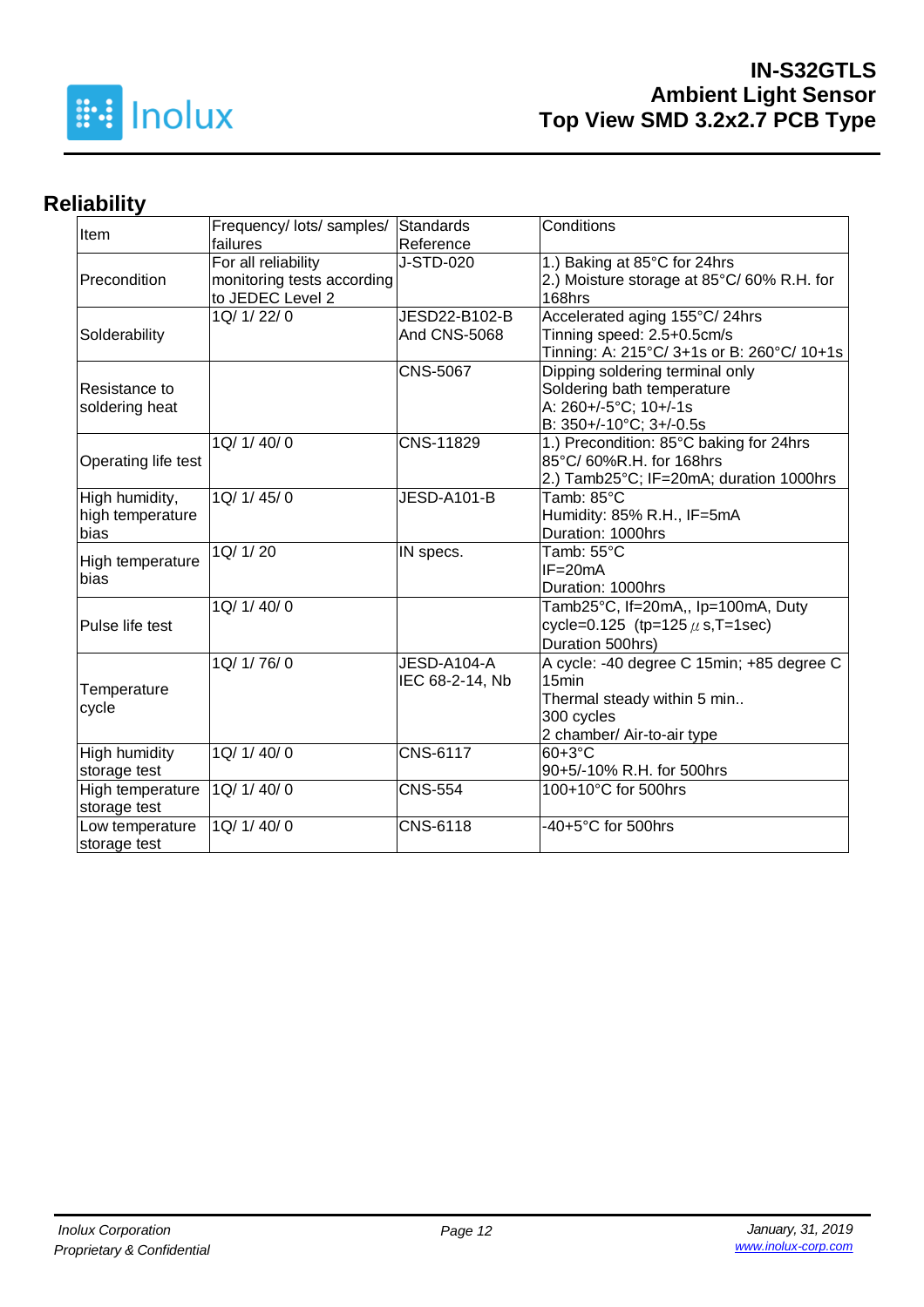## Reliability

| Item | Frequency/ lots/ samples/ failures | Standards Reference | Conditions |
|---|---|---|---|
| Precondition | For all reliability monitoring tests according to JEDEC Level 2 | J-STD-020 | 1.) Baking at 85°C for 24hrs<br>2.) Moisture storage at 85°C/ 60% R.H. for 168hrs |
| Solderability | 1Q/ 1/ 22/ 0 | JESD22-B102-B And CNS-5068 | Accelerated aging 155°C/ 24hrs<br>Tinning speed: 2.5+0.5cm/s<br>Tinning: A: 215°C/ 3+1s or B: 260°C/ 10+1s |
| Resistance to soldering heat | | CNS-5067 | Dipping soldering terminal only<br>Soldering bath temperature<br>A: 260+/-5°C; 10+/-1s<br>B: 350+/-10°C; 3+/-0.5s |
| Operating life test | 1Q/ 1/ 40/ 0 | CNS-11829 | 1.) Precondition: 85°C baking for 24hrs 85°C/ 60%R.H. for 168hrs<br>2.) Tamb25°C; IF=20mA; duration 1000hrs |
| High humidity, high temperature bias | 1Q/ 1/ 45/ 0 | JESD-A101-B | Tamb: 85°C<br>Humidity: 85% R.H., IF=5mA<br>Duration: 1000hrs |
| High temperature bias | 1Q/ 1/ 20 | IN specs. | Tamb: 55°C<br>IF=20mA<br>Duration: 1000hrs |
| Pulse life test | 1Q/ 1/ 40/ 0 | | Tamb25°C, If=20mA,, Ip=100mA, Duty cycle=0.125 (tp=125 μs,T=1sec)<br>Duration 500hrs) |
| Temperature cycle | 1Q/ 1/ 76/ 0 | JESD-A104-A<br>IEC 68-2-14, Nb | A cycle: -40 degree C 15min; +85 degree C 15min<br>Thermal steady within 5 min..<br>300 cycles<br>2 chamber/ Air-to-air type |
| High humidity storage test | 1Q/ 1/ 40/ 0 | CNS-6117 | 60+3°C<br>90+5/-10% R.H. for 500hrs |
| High temperature storage test | 1Q/ 1/ 40/ 0 | CNS-554 | 100+10°C for 500hrs |
| Low temperature storage test | 1Q/ 1/ 40/ 0 | CNS-6118 | -40+5°C for 500hrs |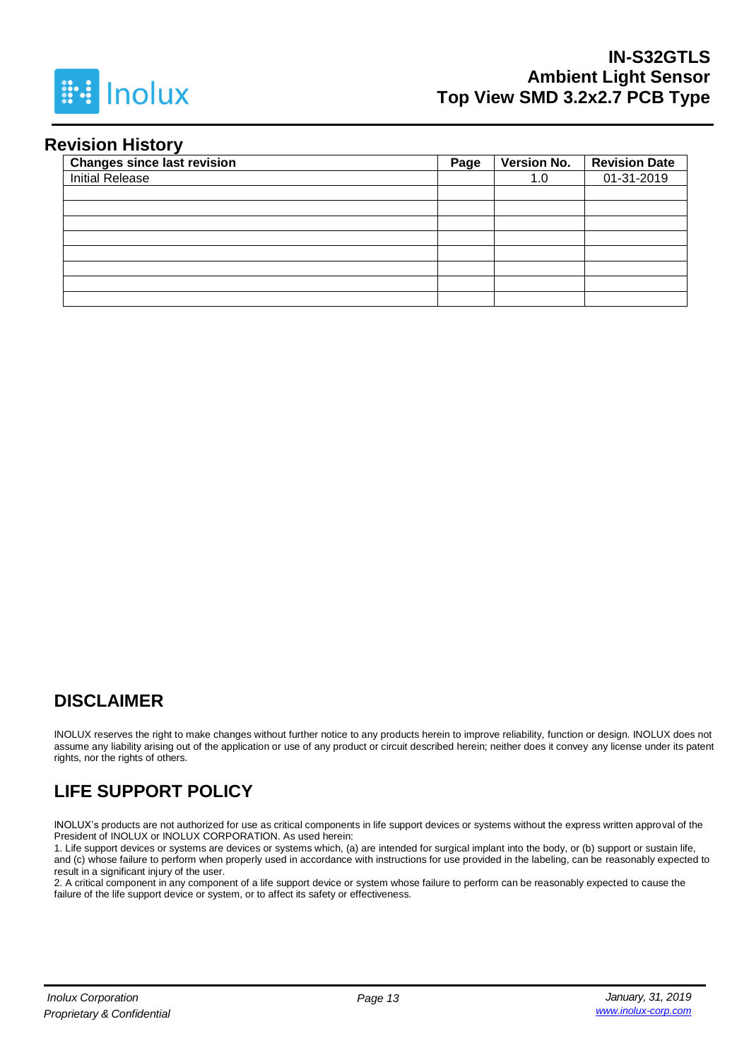## Revision History

| Changes since last revision | Page | Version No. | Revision Date |
|---|---|---|---|
| Initial Release | | 1.0 | 01-31-2019 |
| | | | |
| | | | |
| | | | |
| | | | |
| | | | |
| | | | |
| | | | |
| | | | |

## DISCLAIMER

INOLUX reserves the right to make changes without further notice to any products herein to improve reliability, function or design. INOLUX does not assume any liability arising out of the application or use of any product or circuit described herein; neither does it convey any license under its patent rights, nor the rights of others.

## LIFE SUPPORT POLICY

INOLUX's products are not authorized for use as critical components in life support devices or systems without the express written approval of the President of INOLUX or INOLUX CORPORATION. As used herein:

1. Life support devices or systems are devices or systems which, (a) are intended for surgical implant into the body, or (b) support or sustain life, and (c) whose failure to perform when properly used in accordance with instructions for use provided in the labeling, can be reasonably expected to result in a significant injury of the user.
2. A critical component in any component of a life support device or system whose failure to perform can be reasonably expected to cause the failure of the life support device or system, or to affect its safety or effectiveness.